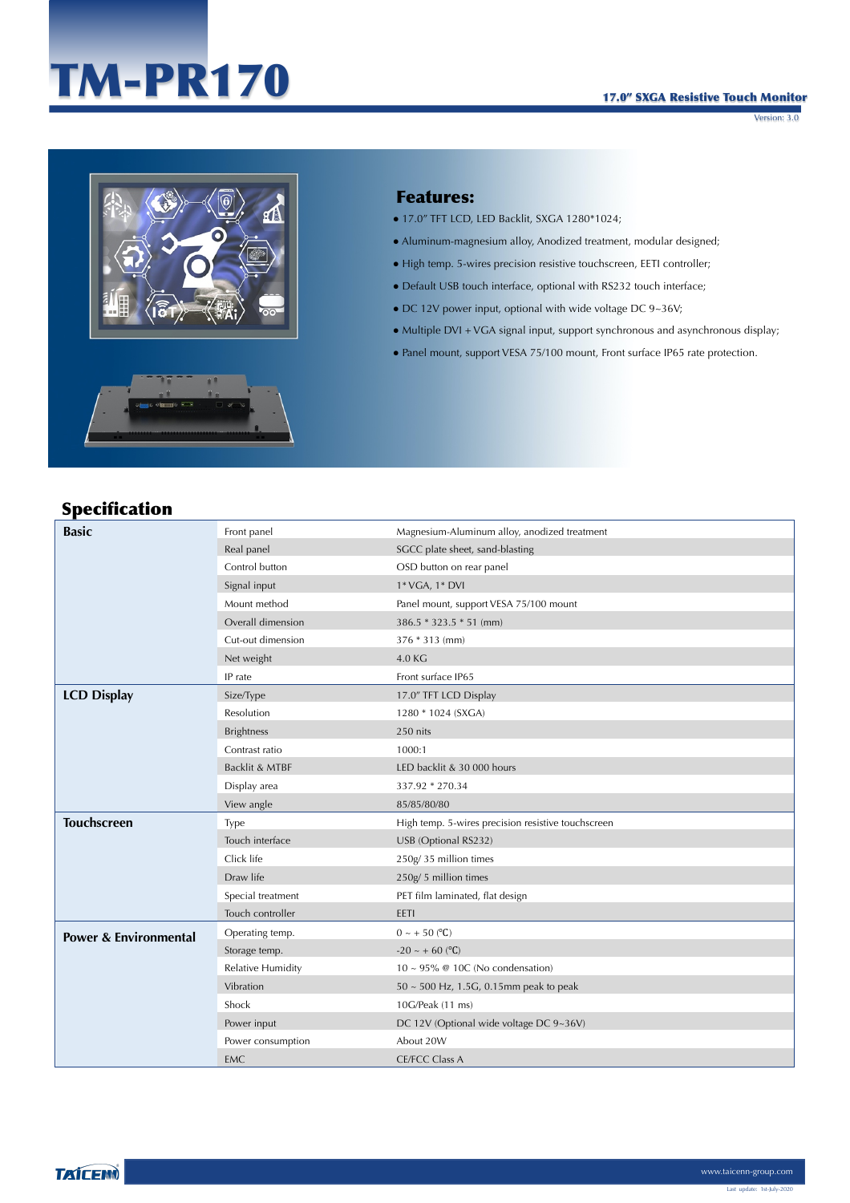# TM-PR170

**17.0" SXGA Resistive Touch Monitor**

Version: 3.0

## Features:

- 17.0" TFT LCD, LED Backlit, SXGA 1280*1024;
- Aluminum-magnesium alloy, Anodized treatment, modular designed;
- High temp. 5-wires precision resistive touchscreen, EETI controller;
- Default USB touch interface, optional with RS232 touch interface;
- DC 12V power input, optional with wide voltage DC 9~36V;
- Multiple DVI + VGA signal input, support synchronous and asynchronous display;
- Panel mount, support VESA 75/100 mount, Front surface IP65 rate protection.

## Specification

| | | |
|---|---|---|
| **Basic** | Front panel | Magnesium-Aluminum alloy, anodized treatment |
| | Real panel | SGCC plate sheet, sand-blasting |
| | Control button | OSD button on rear panel |
| | Signal input | 1* VGA, 1* DVI |
| | Mount method | Panel mount, support VESA 75/100 mount |
| | Overall dimension | 386.5 * 323.5 * 51 (mm) |
| | Cut-out dimension | 376 * 313 (mm) |
| | Net weight | 4.0 KG |
| | IP rate | Front surface IP65 |
| **LCD Display** | Size/Type | 17.0" TFT LCD Display |
| | Resolution | 1280 * 1024 (SXGA) |
| | Brightness | 250 nits |
| | Contrast ratio | 1000:1 |
| | Backlit & MTBF | LED backlit & 30 000 hours |
| | Display area | 337.92 * 270.34 |
| | View angle | 85/85/80/80 |
| **Touchscreen** | Type | High temp. 5-wires precision resistive touchscreen |
| | Touch interface | USB (Optional RS232) |
| | Click life | 250g/ 35 million times |
| | Draw life | 250g/ 5 million times |
| | Special treatment | PET film laminated, flat design |
| | Touch controller | EETI |
| **Power & Environmental** | Operating temp. | 0 ~ + 50 (℃) |
| | Storage temp. | -20 ~ + 60 (℃) |
| | Relative Humidity | 10 ~ 95% @ 10C (No condensation) |
| | Vibration | 50 ~ 500 Hz, 1.5G, 0.15mm peak to peak |
| | Shock | 10G/Peak (11 ms) |
| | Power input | DC 12V (Optional wide voltage DC 9~36V) |
| | Power consumption | About 20W |
| | EMC | CE/FCC Class A |

TAICENN

www.taicenn-group.com

Last update: 1st-July-2020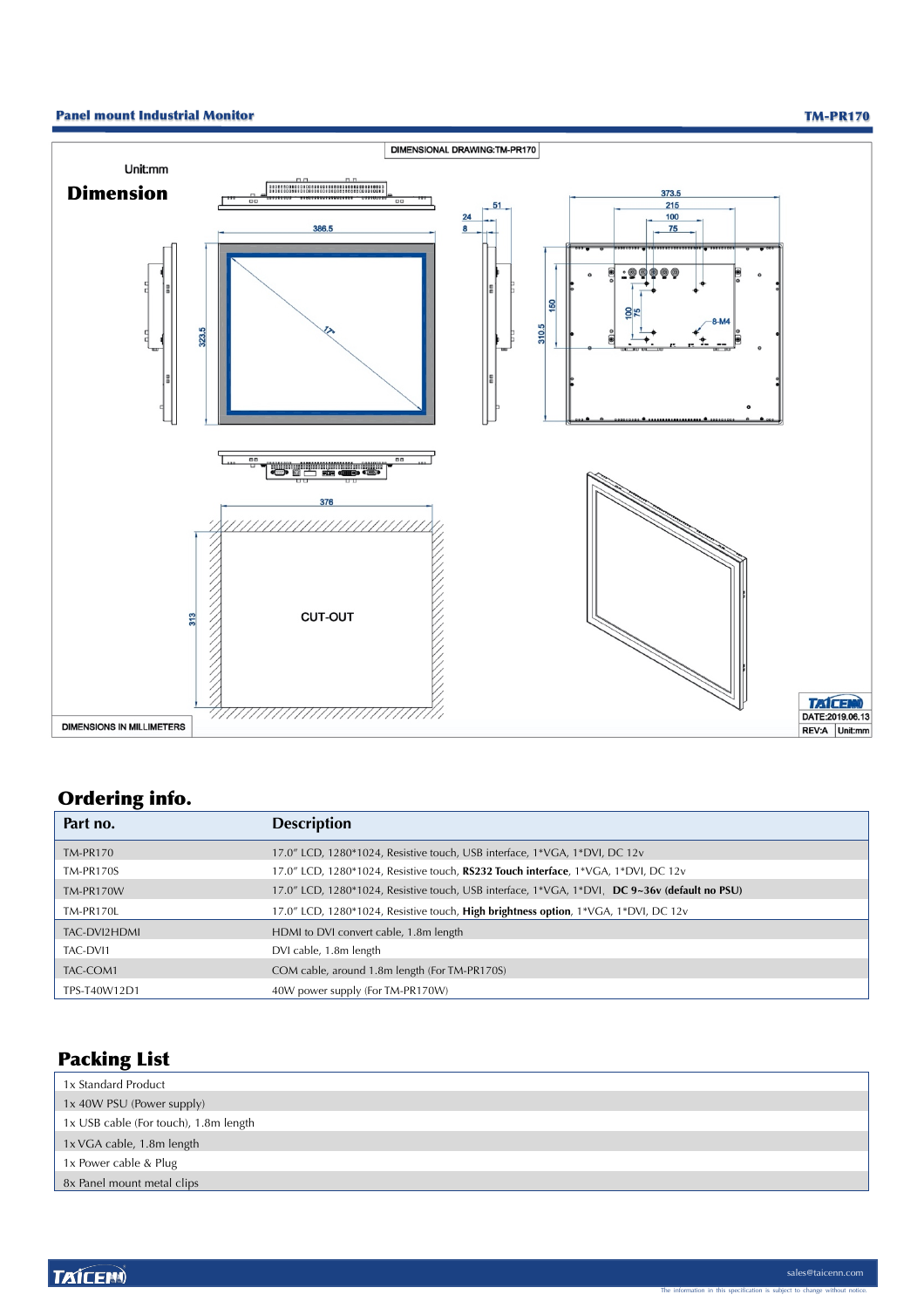## Dimension

Unit:mm

DIMENSIONAL DRAWING:TM-PR170

386.5
323.5
17"
24
8
51
373.5
215
100
75
150
310.5
100
75
8-M4
376
313
CUT-OUT

DIMENSIONS IN MILLIMETERS

DATE:2019.06.13
REV:A Unit:mm

## Ordering info.

| Part no. | Description |
|---|---|
| TM-PR170 | 17.0" LCD, 1280*1024, Resistive touch, USB interface, 1*VGA, 1*DVI, DC 12v |
| TM-PR170S | 17.0" LCD, 1280*1024, Resistive touch, **RS232 Touch interface**, 1*VGA, 1*DVI, DC 12v |
| TM-PR170W | 17.0" LCD, 1280*1024, Resistive touch, USB interface, 1*VGA, 1*DVI, **DC 9~36v (default no PSU)** |
| TM-PR170L | 17.0" LCD, 1280*1024, Resistive touch, **High brightness option**, 1*VGA, 1*DVI, DC 12v |
| TAC-DVI2HDMI | HDMI to DVI convert cable, 1.8m length |
| TAC-DVI1 | DVI cable, 1.8m length |
| TAC-COM1 | COM cable, around 1.8m length (For TM-PR170S) |
| TPS-T40W12D1 | 40W power supply (For TM-PR170W) |

## Packing List

- 1x Standard Product
- 1x 40W PSU (Power supply)
- 1x USB cable (For touch), 1.8m length
- 1x VGA cable, 1.8m length
- 1x Power cable & Plug
- 8x Panel mount metal clips

sales@taicenn.com

The information in this specification is subject to change without notice.